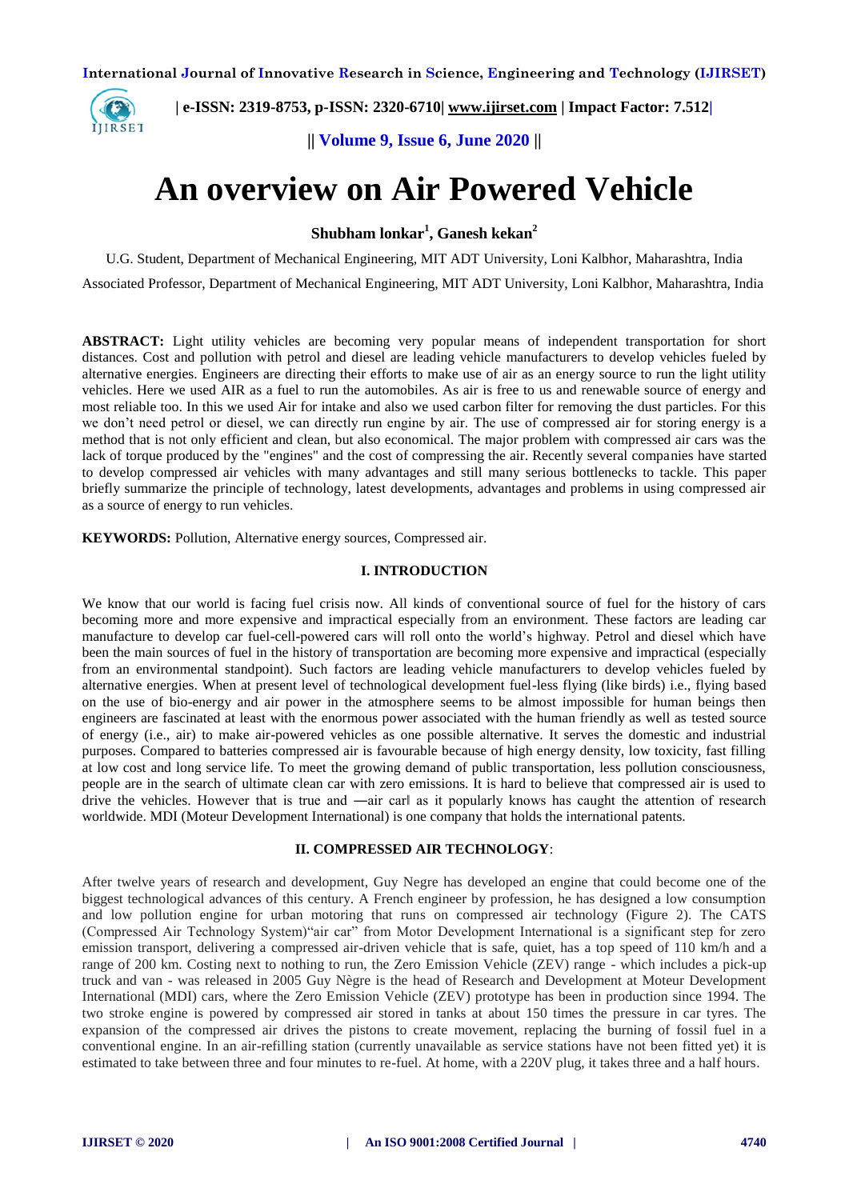# An overview on Air Powered Vehicle

**Shubham lonkar[1], Ganesh kekan[2]**

U.G. Student, Department of Mechanical Engineering, MIT ADT University, Loni Kalbhor, Maharashtra, India

Associated Professor, Department of Mechanical Engineering, MIT ADT University, Loni Kalbhor, Maharashtra, India

**ABSTRACT:** Light utility vehicles are becoming very popular means of independent transportation for short distances. Cost and pollution with petrol and diesel are leading vehicle manufacturers to develop vehicles fueled by alternative energies. Engineers are directing their efforts to make use of air as an energy source to run the light utility vehicles. Here we used AIR as a fuel to run the automobiles. As air is free to us and renewable source of energy and most reliable too. In this we used Air for intake and also we used carbon filter for removing the dust particles. For this we don't need petrol or diesel, we can directly run engine by air. The use of compressed air for storing energy is a method that is not only efficient and clean, but also economical. The major problem with compressed air cars was the lack of torque produced by the "engines" and the cost of compressing the air. Recently several companies have started to develop compressed air vehicles with many advantages and still many serious bottlenecks to tackle. This paper briefly summarize the principle of technology, latest developments, advantages and problems in using compressed air as a source of energy to run vehicles.

**KEYWORDS:** Pollution, Alternative energy sources, Compressed air.

## I. INTRODUCTION

We know that our world is facing fuel crisis now. All kinds of conventional source of fuel for the history of cars becoming more and more expensive and impractical especially from an environment. These factors are leading car manufacture to develop car fuel-cell-powered cars will roll onto the world's highway. Petrol and diesel which have been the main sources of fuel in the history of transportation are becoming more expensive and impractical (especially from an environmental standpoint). Such factors are leading vehicle manufacturers to develop vehicles fueled by alternative energies. When at present level of technological development fuel-less flying (like birds) i.e., flying based on the use of bio-energy and air power in the atmosphere seems to be almost impossible for human beings then engineers are fascinated at least with the enormous power associated with the human friendly as well as tested source of energy (i.e., air) to make air-powered vehicles as one possible alternative. It serves the domestic and industrial purposes. Compared to batteries compressed air is favourable because of high energy density, low toxicity, fast filling at low cost and long service life. To meet the growing demand of public transportation, less pollution consciousness, people are in the search of ultimate clean car with zero emissions. It is hard to believe that compressed air is used to drive the vehicles. However that is true and ―air car‖ as it popularly knows has caught the attention of research worldwide. MDI (Moteur Development International) is one company that holds the international patents.

## II. COMPRESSED AIR TECHNOLOGY:

After twelve years of research and development, Guy Negre has developed an engine that could become one of the biggest technological advances of this century. A French engineer by profession, he has designed a low consumption and low pollution engine for urban motoring that runs on compressed air technology (Figure 2). The CATS (Compressed Air Technology System)"air car" from Motor Development International is a significant step for zero emission transport, delivering a compressed air-driven vehicle that is safe, quiet, has a top speed of 110 km/h and a range of 200 km. Costing next to nothing to run, the Zero Emission Vehicle (ZEV) range - which includes a pick-up truck and van - was released in 2005 Guy Nègre is the head of Research and Development at Moteur Development International (MDI) cars, where the Zero Emission Vehicle (ZEV) prototype has been in production since 1994. The two stroke engine is powered by compressed air stored in tanks at about 150 times the pressure in car tyres. The expansion of the compressed air drives the pistons to create movement, replacing the burning of fossil fuel in a conventional engine. In an air-refilling station (currently unavailable as service stations have not been fitted yet) it is estimated to take between three and four minutes to re-fuel. At home, with a 220V plug, it takes three and a half hours.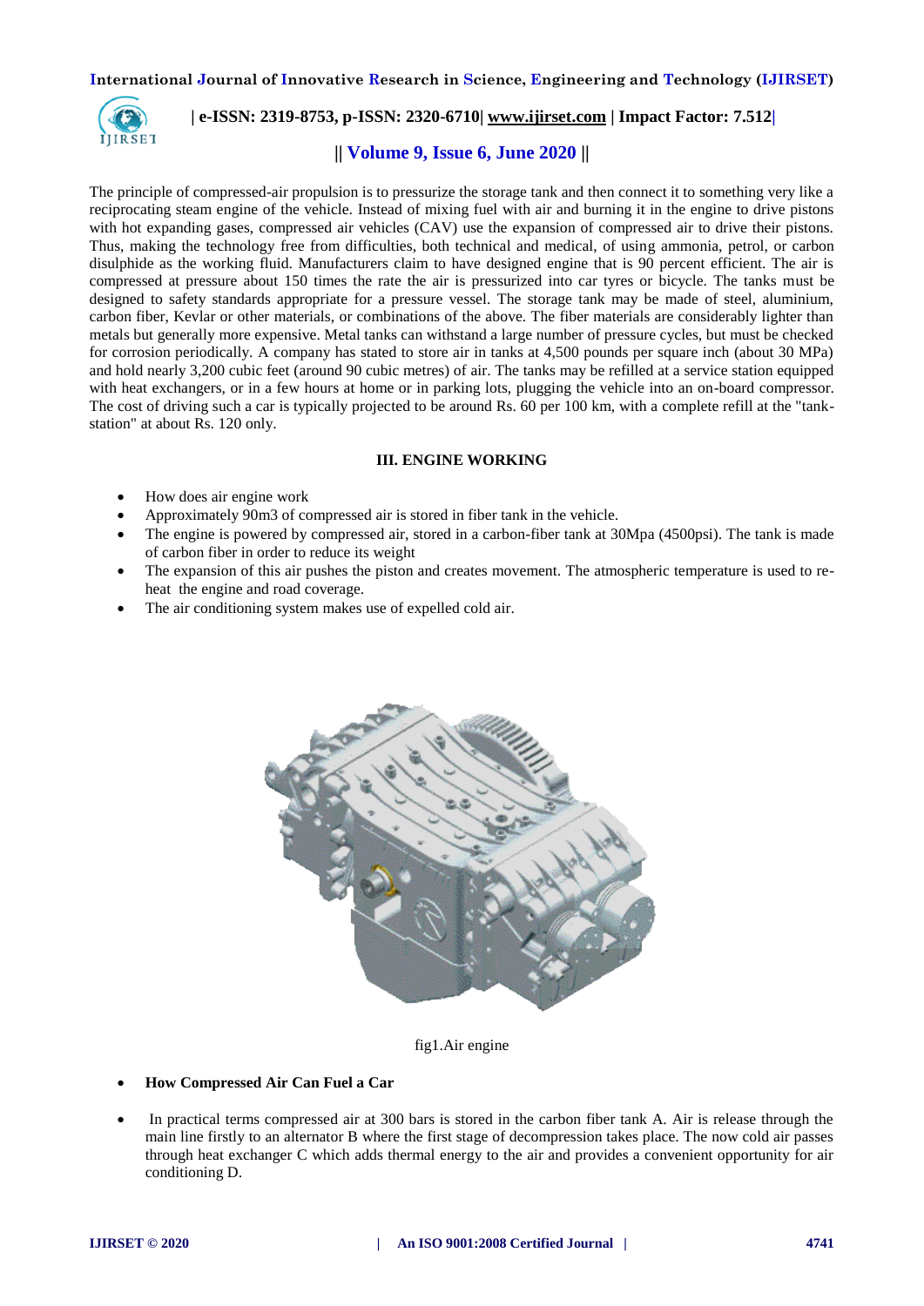The principle of compressed-air propulsion is to pressurize the storage tank and then connect it to something very like a reciprocating steam engine of the vehicle. Instead of mixing fuel with air and burning it in the engine to drive pistons with hot expanding gases, compressed air vehicles (CAV) use the expansion of compressed air to drive their pistons. Thus, making the technology free from difficulties, both technical and medical, of using ammonia, petrol, or carbon disulphide as the working fluid. Manufacturers claim to have designed engine that is 90 percent efficient. The air is compressed at pressure about 150 times the rate the air is pressurized into car tyres or bicycle. The tanks must be designed to safety standards appropriate for a pressure vessel. The storage tank may be made of steel, aluminium, carbon fiber, Kevlar or other materials, or combinations of the above. The fiber materials are considerably lighter than metals but generally more expensive. Metal tanks can withstand a large number of pressure cycles, but must be checked for corrosion periodically. A company has stated to store air in tanks at 4,500 pounds per square inch (about 30 MPa) and hold nearly 3,200 cubic feet (around 90 cubic metres) of air. The tanks may be refilled at a service station equipped with heat exchangers, or in a few hours at home or in parking lots, plugging the vehicle into an on-board compressor. The cost of driving such a car is typically projected to be around Rs. 60 per 100 km, with a complete refill at the "tank-station" at about Rs. 120 only.

## III. ENGINE WORKING

- How does air engine work
- Approximately 90m3 of compressed air is stored in fiber tank in the vehicle.
- The engine is powered by compressed air, stored in a carbon-fiber tank at 30Mpa (4500psi). The tank is made of carbon fiber in order to reduce its weight
- The expansion of this air pushes the piston and creates movement. The atmospheric temperature is used to re-heat the engine and road coverage.
- The air conditioning system makes use of expelled cold air.

fig1.Air engine

- **How Compressed Air Can Fuel a Car**

- In practical terms compressed air at 300 bars is stored in the carbon fiber tank A. Air is release through the main line firstly to an alternator B where the first stage of decompression takes place. The now cold air passes through heat exchanger C which adds thermal energy to the air and provides a convenient opportunity for air conditioning D.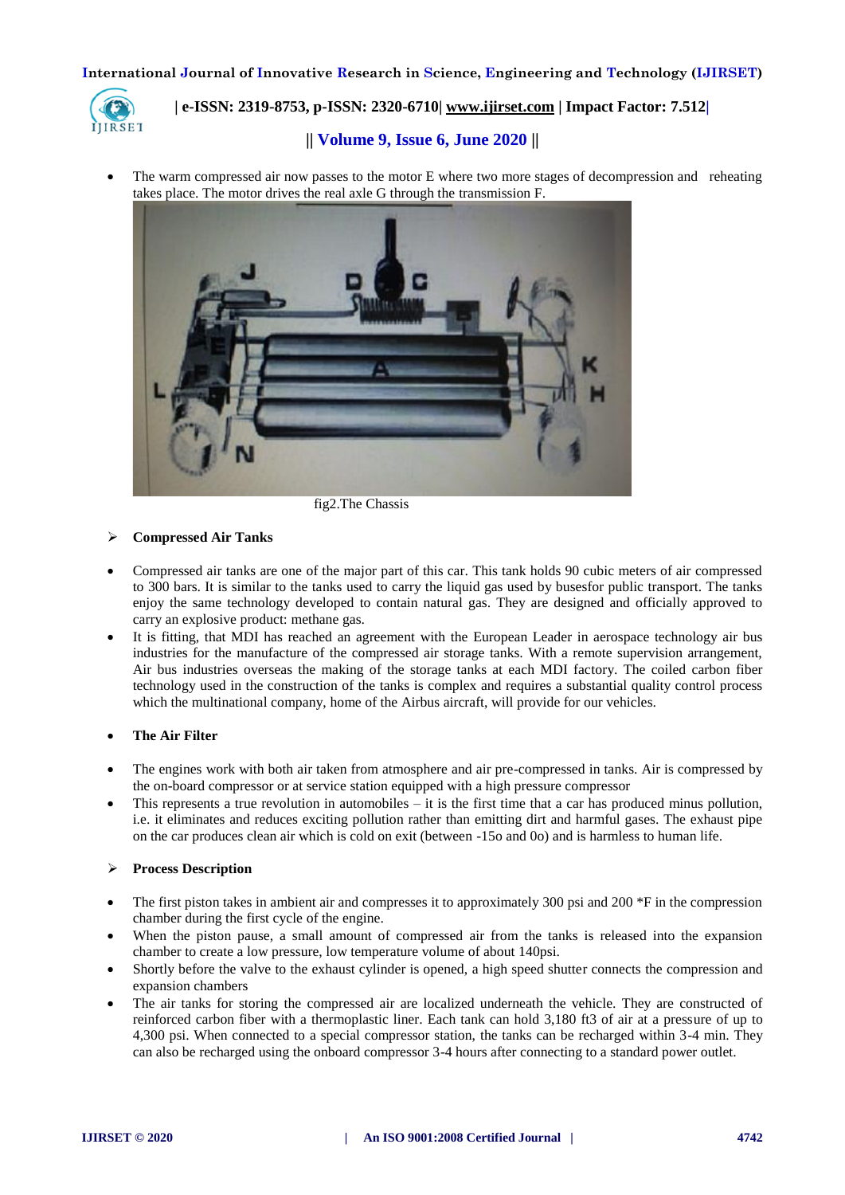- The warm compressed air now passes to the motor E where two more stages of decompression and reheating takes place. The motor drives the real axle G through the transmission F.

fig2.The Chassis

- **Compressed Air Tanks**

- Compressed air tanks are one of the major part of this car. This tank holds 90 cubic meters of air compressed to 300 bars. It is similar to the tanks used to carry the liquid gas used by busesfor public transport. The tanks enjoy the same technology developed to contain natural gas. They are designed and officially approved to carry an explosive product: methane gas.
- It is fitting, that MDI has reached an agreement with the European Leader in aerospace technology air bus industries for the manufacture of the compressed air storage tanks. With a remote supervision arrangement, Air bus industries overseas the making of the storage tanks at each MDI factory. The coiled carbon fiber technology used in the construction of the tanks is complex and requires a substantial quality control process which the multinational company, home of the Airbus aircraft, will provide for our vehicles.

- **The Air Filter**

- The engines work with both air taken from atmosphere and air pre-compressed in tanks. Air is compressed by the on-board compressor or at service station equipped with a high pressure compressor
- This represents a true revolution in automobiles – it is the first time that a car has produced minus pollution, i.e. it eliminates and reduces exciting pollution rather than emitting dirt and harmful gases. The exhaust pipe on the car produces clean air which is cold on exit (between -15o and 0o) and is harmless to human life.

- **Process Description**

- The first piston takes in ambient air and compresses it to approximately 300 psi and 200 *F in the compression chamber during the first cycle of the engine.
- When the piston pause, a small amount of compressed air from the tanks is released into the expansion chamber to create a low pressure, low temperature volume of about 140psi.
- Shortly before the valve to the exhaust cylinder is opened, a high speed shutter connects the compression and expansion chambers
- The air tanks for storing the compressed air are localized underneath the vehicle. They are constructed of reinforced carbon fiber with a thermoplastic liner. Each tank can hold 3,180 ft3 of air at a pressure of up to 4,300 psi. When connected to a special compressor station, the tanks can be recharged within 3-4 min. They can also be recharged using the onboard compressor 3-4 hours after connecting to a standard power outlet.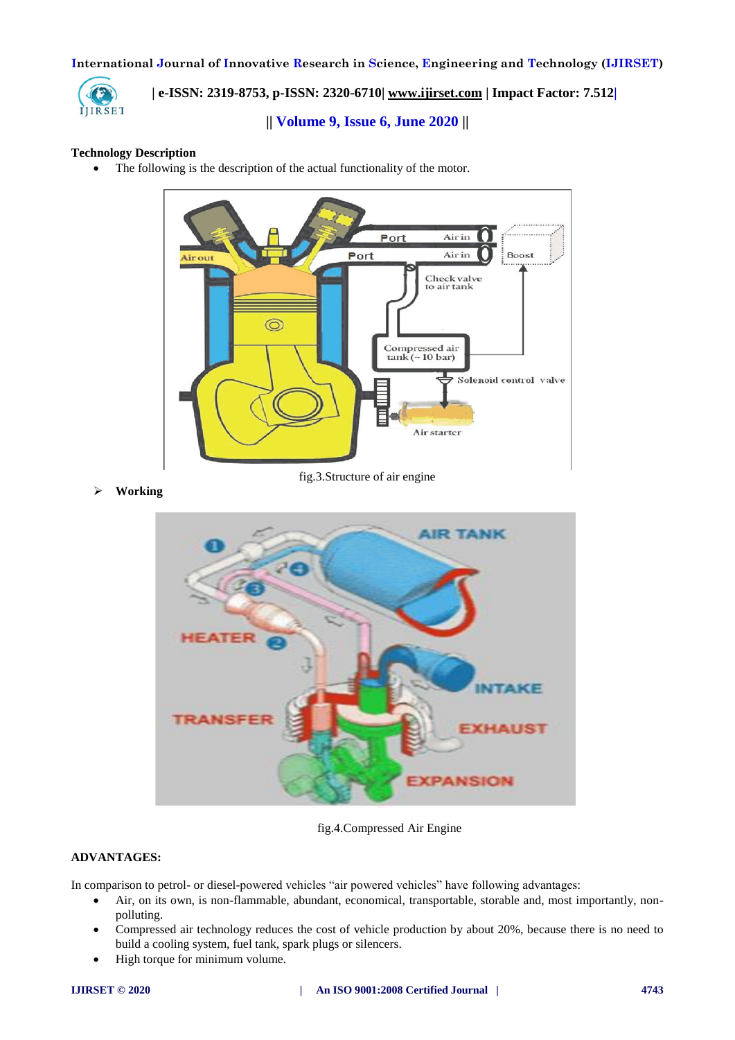**Technology Description**

- The following is the description of the actual functionality of the motor.

fig.3.Structure of air engine

- **Working**

fig.4.Compressed Air Engine

**ADVANTAGES:**

In comparison to petrol- or diesel-powered vehicles "air powered vehicles" have following advantages:

- Air, on its own, is non-flammable, abundant, economical, transportable, storable and, most importantly, non-polluting.
- Compressed air technology reduces the cost of vehicle production by about 20%, because there is no need to build a cooling system, fuel tank, spark plugs or silencers.
- High torque for minimum volume.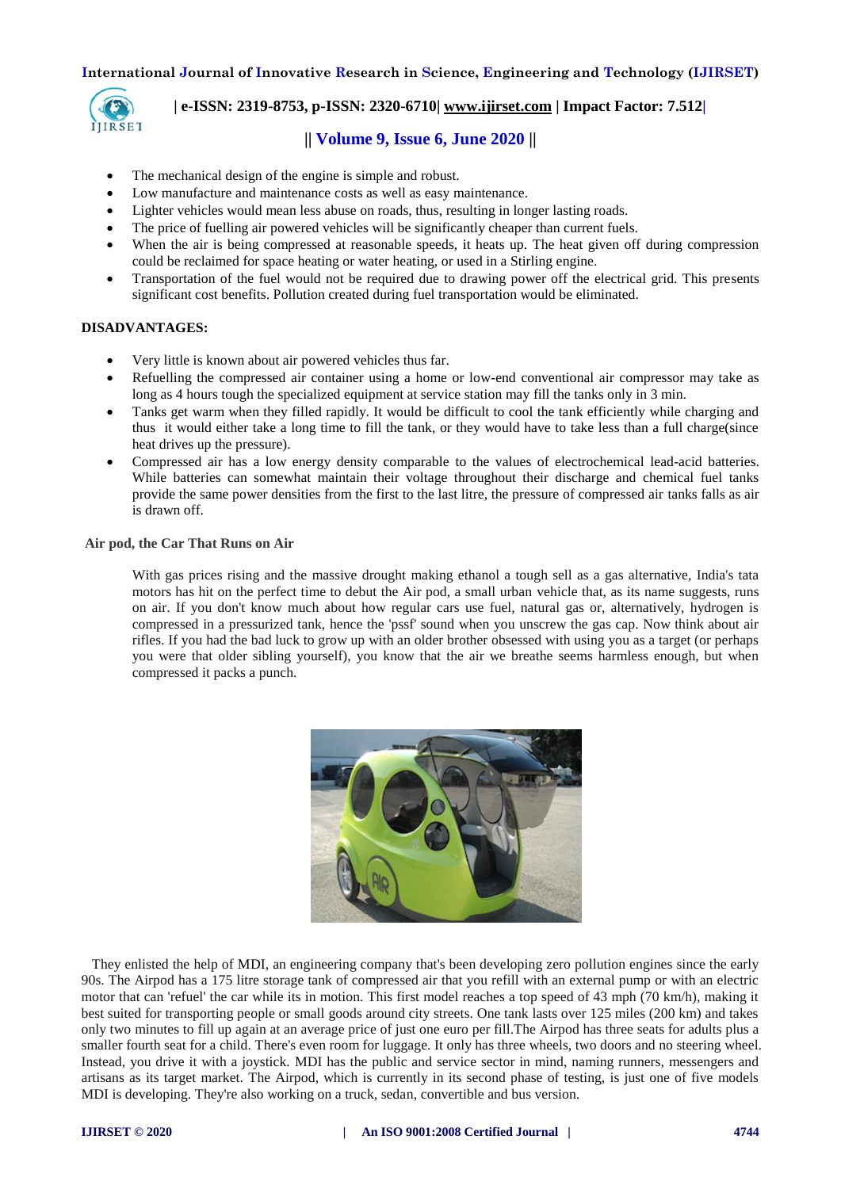- The mechanical design of the engine is simple and robust.
- Low manufacture and maintenance costs as well as easy maintenance.
- Lighter vehicles would mean less abuse on roads, thus, resulting in longer lasting roads.
- The price of fuelling air powered vehicles will be significantly cheaper than current fuels.
- When the air is being compressed at reasonable speeds, it heats up. The heat given off during compression could be reclaimed for space heating or water heating, or used in a Stirling engine.
- Transportation of the fuel would not be required due to drawing power off the electrical grid. This presents significant cost benefits. Pollution created during fuel transportation would be eliminated.

**DISADVANTAGES:**

- Very little is known about air powered vehicles thus far.
- Refuelling the compressed air container using a home or low-end conventional air compressor may take as long as 4 hours tough the specialized equipment at service station may fill the tanks only in 3 min.
- Tanks get warm when they filled rapidly. It would be difficult to cool the tank efficiently while charging and thus it would either take a long time to fill the tank, or they would have to take less than a full charge(since heat drives up the pressure).
- Compressed air has a low energy density comparable to the values of electrochemical lead-acid batteries. While batteries can somewhat maintain their voltage throughout their discharge and chemical fuel tanks provide the same power densities from the first to the last litre, the pressure of compressed air tanks falls as air is drawn off.

**Air pod, the Car That Runs on Air**

With gas prices rising and the massive drought making ethanol a tough sell as a gas alternative, India's tata motors has hit on the perfect time to debut the Air pod, a small urban vehicle that, as its name suggests, runs on air. If you don't know much about how regular cars use fuel, natural gas or, alternatively, hydrogen is compressed in a pressurized tank, hence the 'pssf' sound when you unscrew the gas cap. Now think about air rifles. If you had the bad luck to grow up with an older brother obsessed with using you as a target (or perhaps you were that older sibling yourself), you know that the air we breathe seems harmless enough, but when compressed it packs a punch.

They enlisted the help of MDI, an engineering company that's been developing zero pollution engines since the early 90s. The Airpod has a 175 litre storage tank of compressed air that you refill with an external pump or with an electric motor that can 'refuel' the car while its in motion. This first model reaches a top speed of 43 mph (70 km/h), making it best suited for transporting people or small goods around city streets. One tank lasts over 125 miles (200 km) and takes only two minutes to fill up again at an average price of just one euro per fill.The Airpod has three seats for adults plus a smaller fourth seat for a child. There's even room for luggage. It only has three wheels, two doors and no steering wheel. Instead, you drive it with a joystick. MDI has the public and service sector in mind, naming runners, messengers and artisans as its target market. The Airpod, which is currently in its second phase of testing, is just one of five models MDI is developing. They're also working on a truck, sedan, convertible and bus version.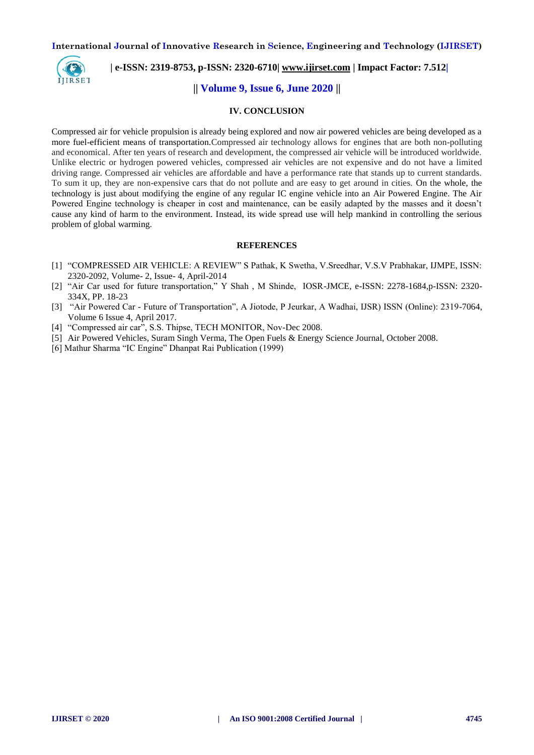## IV. CONCLUSION

Compressed air for vehicle propulsion is already being explored and now air powered vehicles are being developed as a more fuel-efficient means of transportation.Compressed air technology allows for engines that are both non-polluting and economical. After ten years of research and development, the compressed air vehicle will be introduced worldwide. Unlike electric or hydrogen powered vehicles, compressed air vehicles are not expensive and do not have a limited driving range. Compressed air vehicles are affordable and have a performance rate that stands up to current standards. To sum it up, they are non-expensive cars that do not pollute and are easy to get around in cities. On the whole, the technology is just about modifying the engine of any regular IC engine vehicle into an Air Powered Engine. The Air Powered Engine technology is cheaper in cost and maintenance, can be easily adapted by the masses and it doesn't cause any kind of harm to the environment. Instead, its wide spread use will help mankind in controlling the serious problem of global warming.

## REFERENCES

[1] "COMPRESSED AIR VEHICLE: A REVIEW" S Pathak, K Swetha, V.Sreedhar, V.S.V Prabhakar, IJMPE, ISSN: 2320-2092, Volume- 2, Issue- 4, April-2014

[2] "Air Car used for future transportation," Y Shah , M Shinde, IOSR-JMCE, e-ISSN: 2278-1684,p-ISSN: 2320-334X, PP. 18-23

[3] "Air Powered Car - Future of Transportation", A Jiotode, P Jeurkar, A Wadhai, IJSR) ISSN (Online): 2319-7064, Volume 6 Issue 4, April 2017.

[4] "Compressed air car", S.S. Thipse, TECH MONITOR, Nov-Dec 2008.

[5] Air Powered Vehicles, Suram Singh Verma, The Open Fuels & Energy Science Journal, October 2008.

[6] Mathur Sharma "IC Engine" Dhanpat Rai Publication (1999)